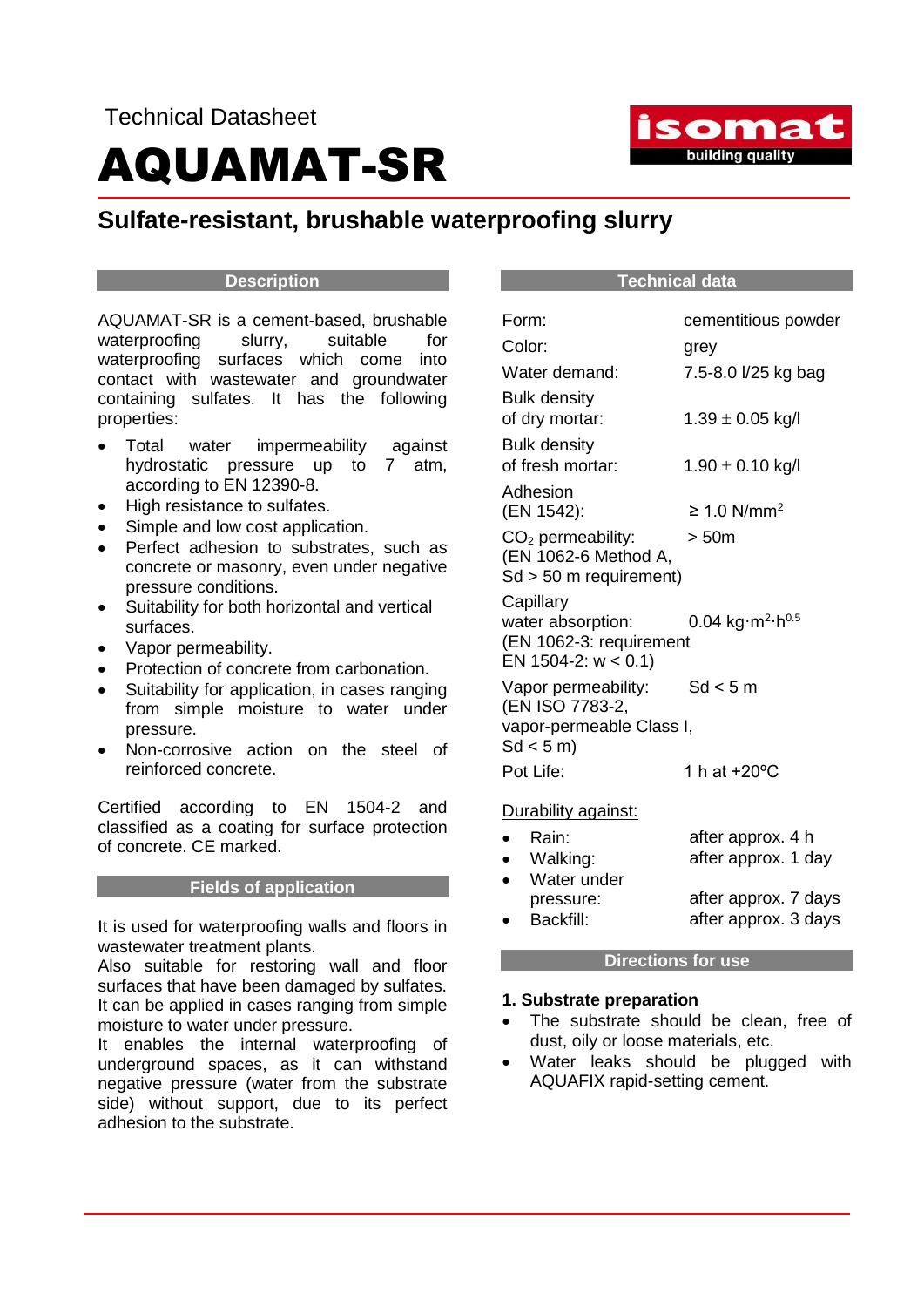Technical Datasheet

# AQUAMAT-SR

## Sulfate-resistant, brushable waterproofing slurry

### Description

AQUAMAT-SR is a cement-based, brushable waterproofing slurry, suitable for waterproofing surfaces which come into contact with wastewater and groundwater containing sulfates. It has the following properties:

- Total water impermeability against hydrostatic pressure up to 7 atm, according to EN 12390-8.
- High resistance to sulfates.
- Simple and low cost application.
- Perfect adhesion to substrates, such as concrete or masonry, even under negative pressure conditions.
- Suitability for both horizontal and vertical surfaces.
- Vapor permeability.
- Protection of concrete from carbonation.
- Suitability for application, in cases ranging from simple moisture to water under pressure.
- Non-corrosive action on the steel of reinforced concrete.

Certified according to EN 1504-2 and classified as a coating for surface protection of concrete. CE marked.

### Fields of application

It is used for waterproofing walls and floors in wastewater treatment plants.
Also suitable for restoring wall and floor surfaces that have been damaged by sulfates.
It can be applied in cases ranging from simple moisture to water under pressure.
It enables the internal waterproofing of underground spaces, as it can withstand negative pressure (water from the substrate side) without support, due to its perfect adhesion to the substrate.

### Technical data

| | |
|---|---|
| Form: | cementitious powder |
| Color: | grey |
| Water demand: | 7.5-8.0 l/25 kg bag |
| Bulk density of dry mortar: | 1.39 ± 0.05 kg/l |
| Bulk density of fresh mortar: | 1.90 ± 0.10 kg/l |
| Adhesion (EN 1542): | ≥ 1.0 N/mm$^2$ |
| $CO_2$ permeability: (EN 1062-6 Method A, Sd > 50 m requirement) | > 50m |
| Capillary water absorption: (EN 1062-3: requirement EN 1504-2: w < 0.1) | 0.04 kg·m$^2$·h$^{0.5}$ |
| Vapor permeability: (EN ISO 7783-2, vapor-permeable Class I, Sd < 5 m) | Sd < 5 m |
| Pot Life: | 1 h at +20°C |

Durability against:

- Rain: after approx. 4 h
- Walking: after approx. 1 day
- Water under pressure: after approx. 7 days
- Backfill: after approx. 3 days

### Directions for use

**1. Substrate preparation**

- The substrate should be clean, free of dust, oily or loose materials, etc.
- Water leaks should be plugged with AQUAFIX rapid-setting cement.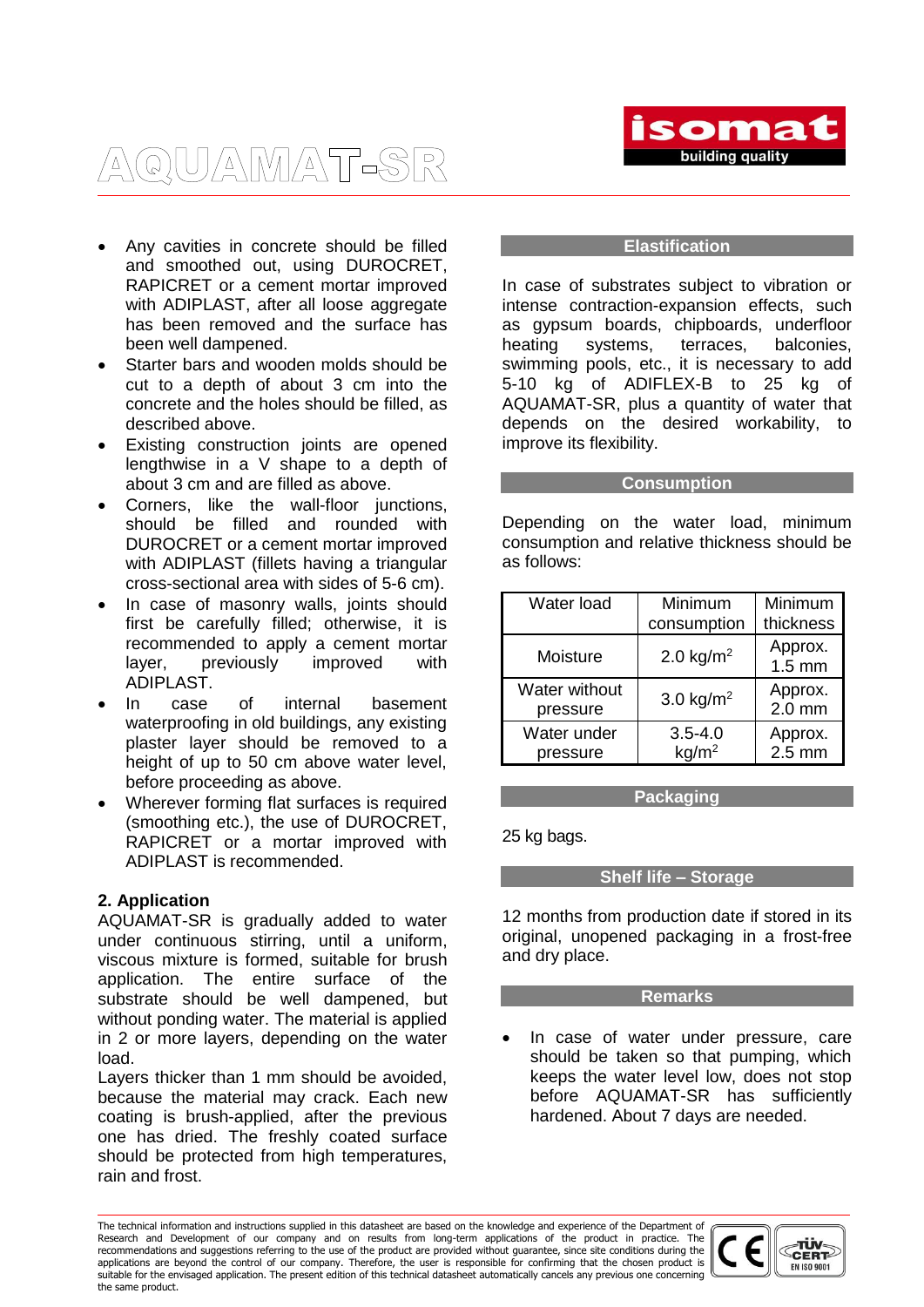- Any cavities in concrete should be filled and smoothed out, using DUROCRET, RAPICRET or a cement mortar improved with ADIPLAST, after all loose aggregate has been removed and the surface has been well dampened.
- Starter bars and wooden molds should be cut to a depth of about 3 cm into the concrete and the holes should be filled, as described above.
- Existing construction joints are opened lengthwise in a V shape to a depth of about 3 cm and are filled as above.
- Corners, like the wall-floor junctions, should be filled and rounded with DUROCRET or a cement mortar improved with ADIPLAST (fillets having a triangular cross-sectional area with sides of 5-6 cm).
- In case of masonry walls, joints should first be carefully filled; otherwise, it is recommended to apply a cement mortar layer, previously improved with ADIPLAST.
- In case of internal basement waterproofing in old buildings, any existing plaster layer should be removed to a height of up to 50 cm above water level, before proceeding as above.
- Wherever forming flat surfaces is required (smoothing etc.), the use of DUROCRET, RAPICRET or a mortar improved with ADIPLAST is recommended.

## 2. Application

AQUAMAT-SR is gradually added to water under continuous stirring, until a uniform, viscous mixture is formed, suitable for brush application. The entire surface of the substrate should be well dampened, but without ponding water. The material is applied in 2 or more layers, depending on the water load.

Layers thicker than 1 mm should be avoided, because the material may crack. Each new coating is brush-applied, after the previous one has dried. The freshly coated surface should be protected from high temperatures, rain and frost.

## Elastification

In case of substrates subject to vibration or intense contraction-expansion effects, such as gypsum boards, chipboards, underfloor heating systems, terraces, balconies, swimming pools, etc., it is necessary to add 5-10 kg of ADIFLEX-B to 25 kg of AQUAMAT-SR, plus a quantity of water that depends on the desired workability, to improve its flexibility.

## Consumption

Depending on the water load, minimum consumption and relative thickness should be as follows:

| Water load | Minimum consumption | Minimum thickness |
|---|---|---|
| Moisture | 2.0 kg/m$^2$ | Approx. 1.5 mm |
| Water without pressure | 3.0 kg/m$^2$ | Approx. 2.0 mm |
| Water under pressure | 3.5-4.0 kg/m$^2$ | Approx. 2.5 mm |

## Packaging

25 kg bags.

## Shelf life – Storage

12 months from production date if stored in its original, unopened packaging in a frost-free and dry place.

## Remarks

- In case of water under pressure, care should be taken so that pumping, which keeps the water level low, does not stop before AQUAMAT-SR has sufficiently hardened. About 7 days are needed.

The technical information and instructions supplied in this datasheet are based on the knowledge and experience of the Department of Research and Development of our company and on results from long-term applications of the product in practice. The recommendations and suggestions referring to the use of the product are provided without guarantee, since site conditions during the applications are beyond the control of our company. Therefore, the user is responsible for confirming that the chosen product is suitable for the envisaged application. The present edition of this technical datasheet automatically cancels any previous one concerning the same product.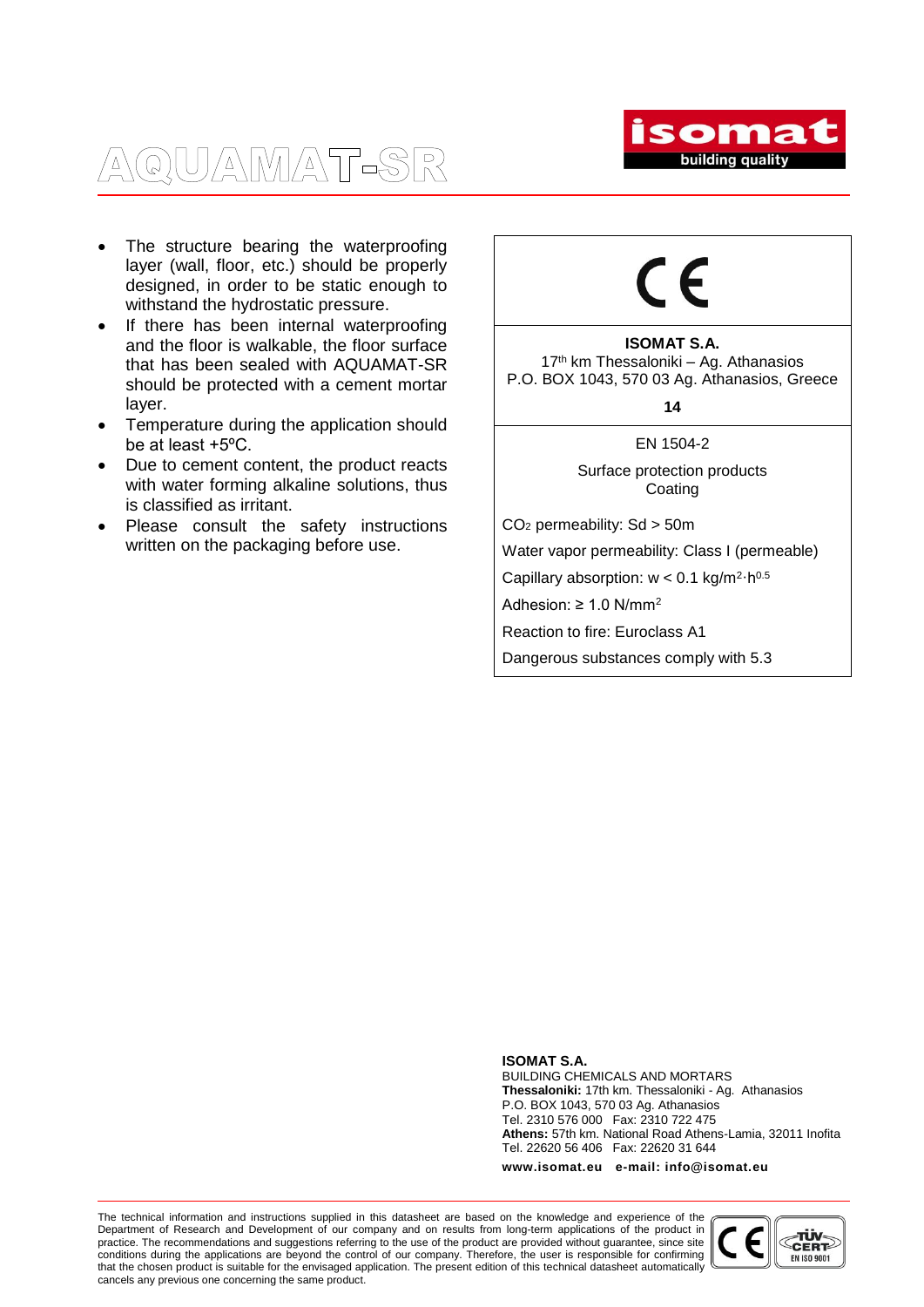- The structure bearing the waterproofing layer (wall, floor, etc.) should be properly designed, in order to be static enough to withstand the hydrostatic pressure.
- If there has been internal waterproofing and the floor is walkable, the floor surface that has been sealed with AQUAMAT-SR should be protected with a cement mortar layer.
- Temperature during the application should be at least +5ºC.
- Due to cement content, the product reacts with water forming alkaline solutions, thus is classified as irritant.
- Please consult the safety instructions written on the packaging before use.

| CE |
|---|
| **ISOMAT S.A.**<br>17th km Thessaloniki – Ag. Athanasios<br>P.O. BOX 1043, 570 03 Ag. Athanasios, Greece<br>**14** |
| EN 1504-2<br>Surface protection products<br>Coating |
| $CO_2$ permeability: Sd > 50m<br>Water vapor permeability: Class I (permeable)<br>Capillary absorption: $w < 0.1$ kg/m$^2$·h$^{0.5}$<br>Adhesion: ≥ 1.0 N/mm$^2$<br>Reaction to fire: Euroclass A1<br>Dangerous substances comply with 5.3 |

**ISOMAT S.A.**
BUILDING CHEMICALS AND MORTARS
**Thessaloniki:** 17th km. Thessaloniki - Ag. Athanasios
P.O. BOX 1043, 570 03 Ag. Athanasios
Tel. 2310 576 000 Fax: 2310 722 475
**Athens:** 57th km. National Road Athens-Lamia, 32011 Inofita
Tel. 22620 56 406 Fax: 22620 31 644
**www.isomat.eu e-mail: info@isomat.eu**

The technical information and instructions supplied in this datasheet are based on the knowledge and experience of the Department of Research and Development of our company and on results from long-term applications of the product in practice. The recommendations and suggestions referring to the use of the product are provided without guarantee, since site conditions during the applications are beyond the control of our company. Therefore, the user is responsible for confirming that the chosen product is suitable for the envisaged application. The present edition of this technical datasheet automatically cancels any previous one concerning the same product.